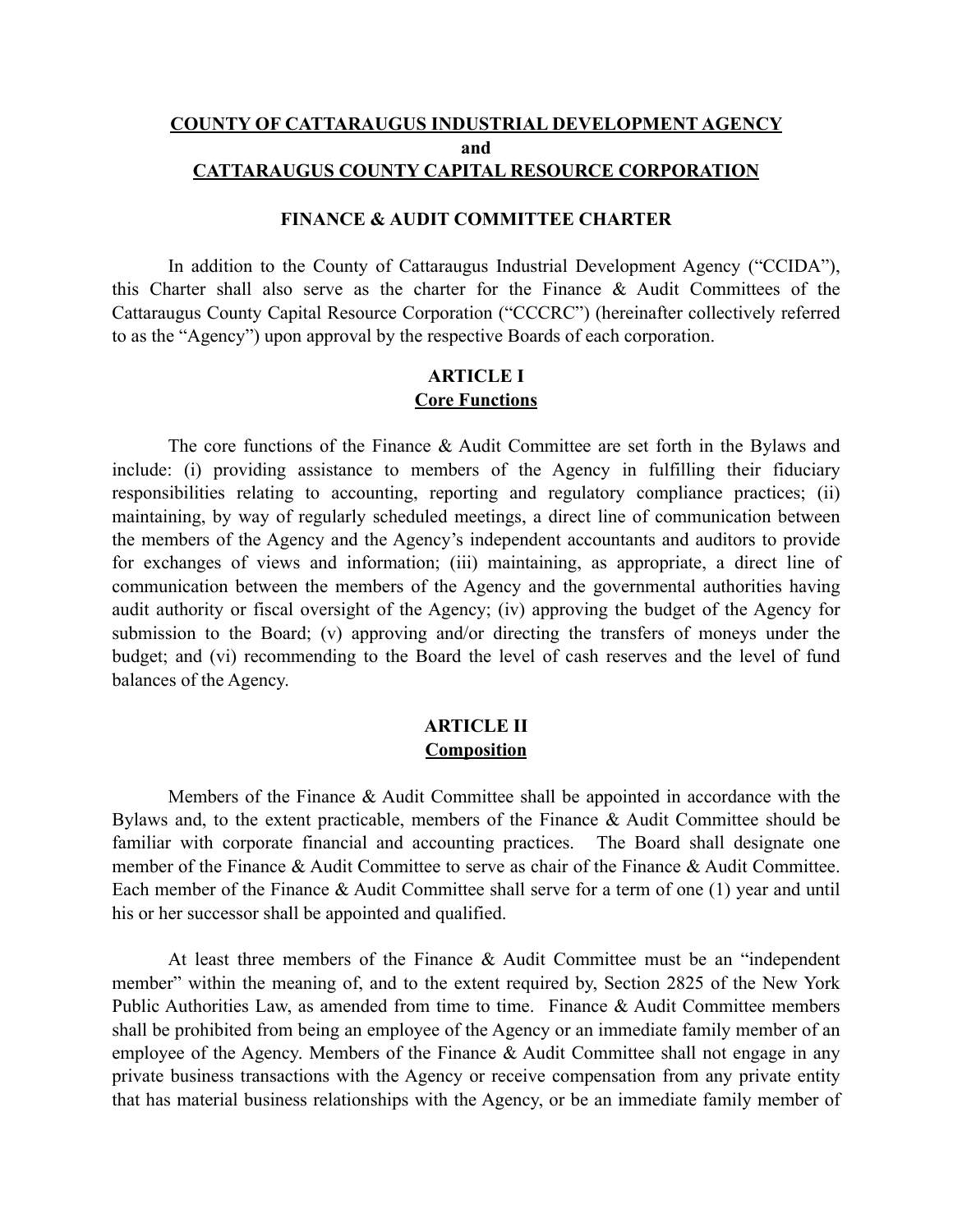# COUNTY OF CATTARAUGUS INDUSTRIAL DEVELOPMENT AGENCY
# and
# CATTARAUGUS COUNTY CAPITAL RESOURCE CORPORATION

## FINANCE & AUDIT COMMITTEE CHARTER

In addition to the County of Cattaraugus Industrial Development Agency ("CCIDA"), this Charter shall also serve as the charter for the Finance & Audit Committees of the Cattaraugus County Capital Resource Corporation ("CCCRC") (hereinafter collectively referred to as the "Agency") upon approval by the respective Boards of each corporation.

## ARTICLE I
## Core Functions

The core functions of the Finance & Audit Committee are set forth in the Bylaws and include: (i) providing assistance to members of the Agency in fulfilling their fiduciary responsibilities relating to accounting, reporting and regulatory compliance practices; (ii) maintaining, by way of regularly scheduled meetings, a direct line of communication between the members of the Agency and the Agency's independent accountants and auditors to provide for exchanges of views and information; (iii) maintaining, as appropriate, a direct line of communication between the members of the Agency and the governmental authorities having audit authority or fiscal oversight of the Agency; (iv) approving the budget of the Agency for submission to the Board; (v) approving and/or directing the transfers of moneys under the budget; and (vi) recommending to the Board the level of cash reserves and the level of fund balances of the Agency.

## ARTICLE II
## Composition

Members of the Finance & Audit Committee shall be appointed in accordance with the Bylaws and, to the extent practicable, members of the Finance & Audit Committee should be familiar with corporate financial and accounting practices. The Board shall designate one member of the Finance & Audit Committee to serve as chair of the Finance & Audit Committee. Each member of the Finance & Audit Committee shall serve for a term of one (1) year and until his or her successor shall be appointed and qualified.

At least three members of the Finance & Audit Committee must be an "independent member" within the meaning of, and to the extent required by, Section 2825 of the New York Public Authorities Law, as amended from time to time. Finance & Audit Committee members shall be prohibited from being an employee of the Agency or an immediate family member of an employee of the Agency. Members of the Finance & Audit Committee shall not engage in any private business transactions with the Agency or receive compensation from any private entity that has material business relationships with the Agency, or be an immediate family member of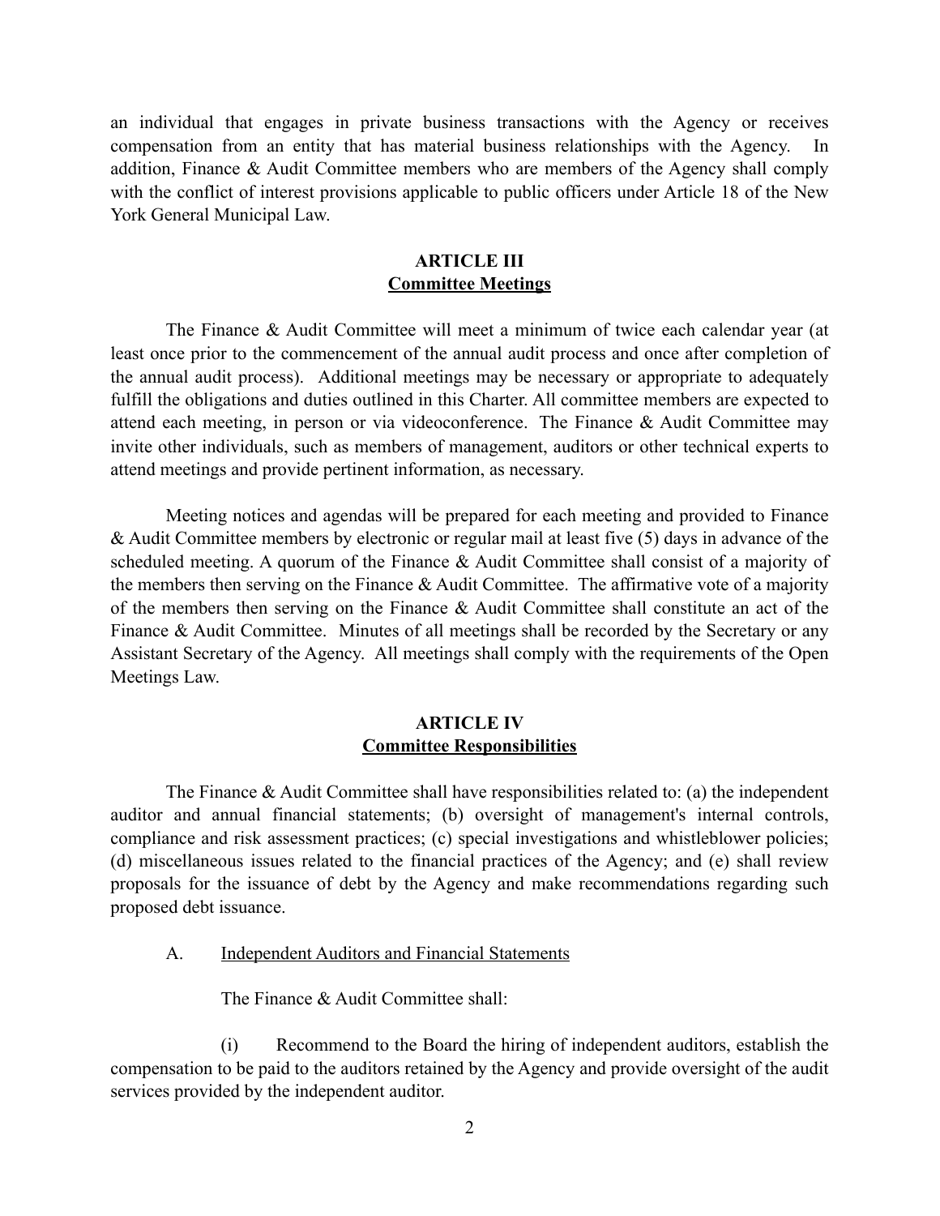an individual that engages in private business transactions with the Agency or receives compensation from an entity that has material business relationships with the Agency. In addition, Finance & Audit Committee members who are members of the Agency shall comply with the conflict of interest provisions applicable to public officers under Article 18 of the New York General Municipal Law.

## ARTICLE III
## Committee Meetings

The Finance & Audit Committee will meet a minimum of twice each calendar year (at least once prior to the commencement of the annual audit process and once after completion of the annual audit process). Additional meetings may be necessary or appropriate to adequately fulfill the obligations and duties outlined in this Charter. All committee members are expected to attend each meeting, in person or via videoconference. The Finance & Audit Committee may invite other individuals, such as members of management, auditors or other technical experts to attend meetings and provide pertinent information, as necessary.

Meeting notices and agendas will be prepared for each meeting and provided to Finance & Audit Committee members by electronic or regular mail at least five (5) days in advance of the scheduled meeting. A quorum of the Finance & Audit Committee shall consist of a majority of the members then serving on the Finance & Audit Committee. The affirmative vote of a majority of the members then serving on the Finance & Audit Committee shall constitute an act of the Finance & Audit Committee. Minutes of all meetings shall be recorded by the Secretary or any Assistant Secretary of the Agency. All meetings shall comply with the requirements of the Open Meetings Law.

## ARTICLE IV
## Committee Responsibilities

The Finance & Audit Committee shall have responsibilities related to: (a) the independent auditor and annual financial statements; (b) oversight of management's internal controls, compliance and risk assessment practices; (c) special investigations and whistleblower policies; (d) miscellaneous issues related to the financial practices of the Agency; and (e) shall review proposals for the issuance of debt by the Agency and make recommendations regarding such proposed debt issuance.

A. Independent Auditors and Financial Statements

The Finance & Audit Committee shall:

(i) Recommend to the Board the hiring of independent auditors, establish the compensation to be paid to the auditors retained by the Agency and provide oversight of the audit services provided by the independent auditor.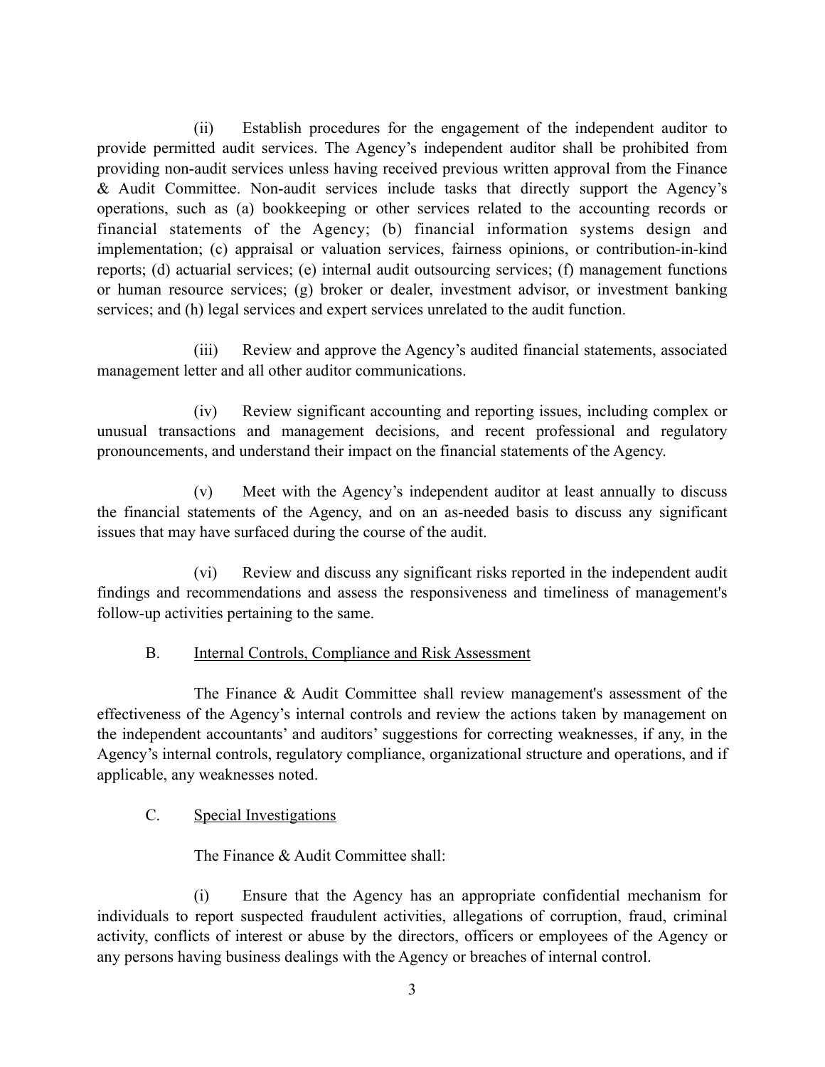(ii) Establish procedures for the engagement of the independent auditor to provide permitted audit services. The Agency's independent auditor shall be prohibited from providing non-audit services unless having received previous written approval from the Finance & Audit Committee. Non-audit services include tasks that directly support the Agency's operations, such as (a) bookkeeping or other services related to the accounting records or financial statements of the Agency; (b) financial information systems design and implementation; (c) appraisal or valuation services, fairness opinions, or contribution-in-kind reports; (d) actuarial services; (e) internal audit outsourcing services; (f) management functions or human resource services; (g) broker or dealer, investment advisor, or investment banking services; and (h) legal services and expert services unrelated to the audit function.

(iii) Review and approve the Agency's audited financial statements, associated management letter and all other auditor communications.

(iv) Review significant accounting and reporting issues, including complex or unusual transactions and management decisions, and recent professional and regulatory pronouncements, and understand their impact on the financial statements of the Agency.

(v) Meet with the Agency's independent auditor at least annually to discuss the financial statements of the Agency, and on an as-needed basis to discuss any significant issues that may have surfaced during the course of the audit.

(vi) Review and discuss any significant risks reported in the independent audit findings and recommendations and assess the responsiveness and timeliness of management's follow-up activities pertaining to the same.

B. <u>Internal Controls, Compliance and Risk Assessment</u>

The Finance & Audit Committee shall review management's assessment of the effectiveness of the Agency's internal controls and review the actions taken by management on the independent accountants' and auditors' suggestions for correcting weaknesses, if any, in the Agency's internal controls, regulatory compliance, organizational structure and operations, and if applicable, any weaknesses noted.

C. <u>Special Investigations</u>

The Finance & Audit Committee shall:

(i) Ensure that the Agency has an appropriate confidential mechanism for individuals to report suspected fraudulent activities, allegations of corruption, fraud, criminal activity, conflicts of interest or abuse by the directors, officers or employees of the Agency or any persons having business dealings with the Agency or breaches of internal control.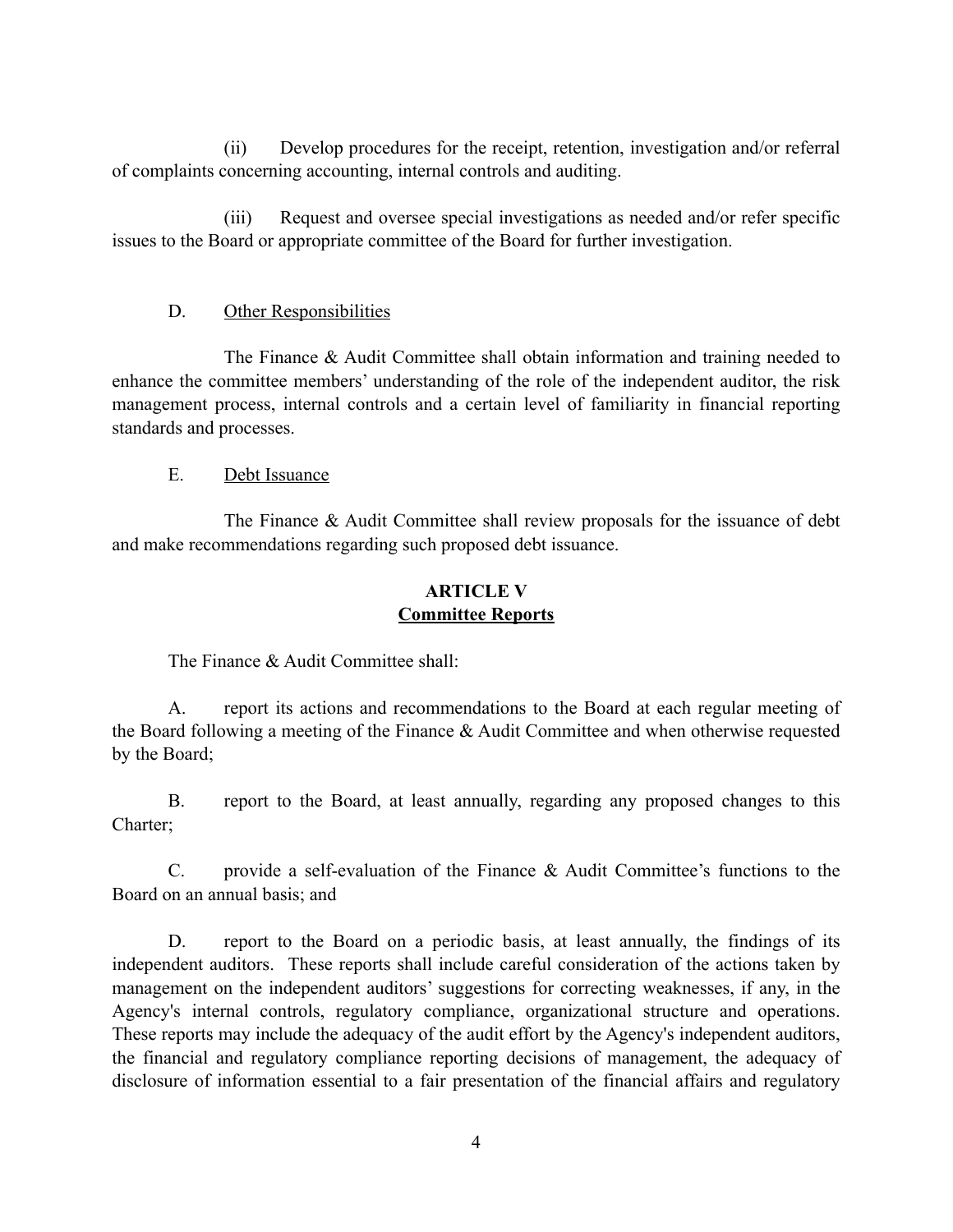(ii) Develop procedures for the receipt, retention, investigation and/or referral of complaints concerning accounting, internal controls and auditing.

(iii) Request and oversee special investigations as needed and/or refer specific issues to the Board or appropriate committee of the Board for further investigation.

D. Other Responsibilities

The Finance & Audit Committee shall obtain information and training needed to enhance the committee members' understanding of the role of the independent auditor, the risk management process, internal controls and a certain level of familiarity in financial reporting standards and processes.

E. Debt Issuance

The Finance & Audit Committee shall review proposals for the issuance of debt and make recommendations regarding such proposed debt issuance.

## ARTICLE V
## Committee Reports

The Finance & Audit Committee shall:

A. report its actions and recommendations to the Board at each regular meeting of the Board following a meeting of the Finance & Audit Committee and when otherwise requested by the Board;

B. report to the Board, at least annually, regarding any proposed changes to this Charter;

C. provide a self-evaluation of the Finance & Audit Committee's functions to the Board on an annual basis; and

D. report to the Board on a periodic basis, at least annually, the findings of its independent auditors. These reports shall include careful consideration of the actions taken by management on the independent auditors' suggestions for correcting weaknesses, if any, in the Agency's internal controls, regulatory compliance, organizational structure and operations. These reports may include the adequacy of the audit effort by the Agency's independent auditors, the financial and regulatory compliance reporting decisions of management, the adequacy of disclosure of information essential to a fair presentation of the financial affairs and regulatory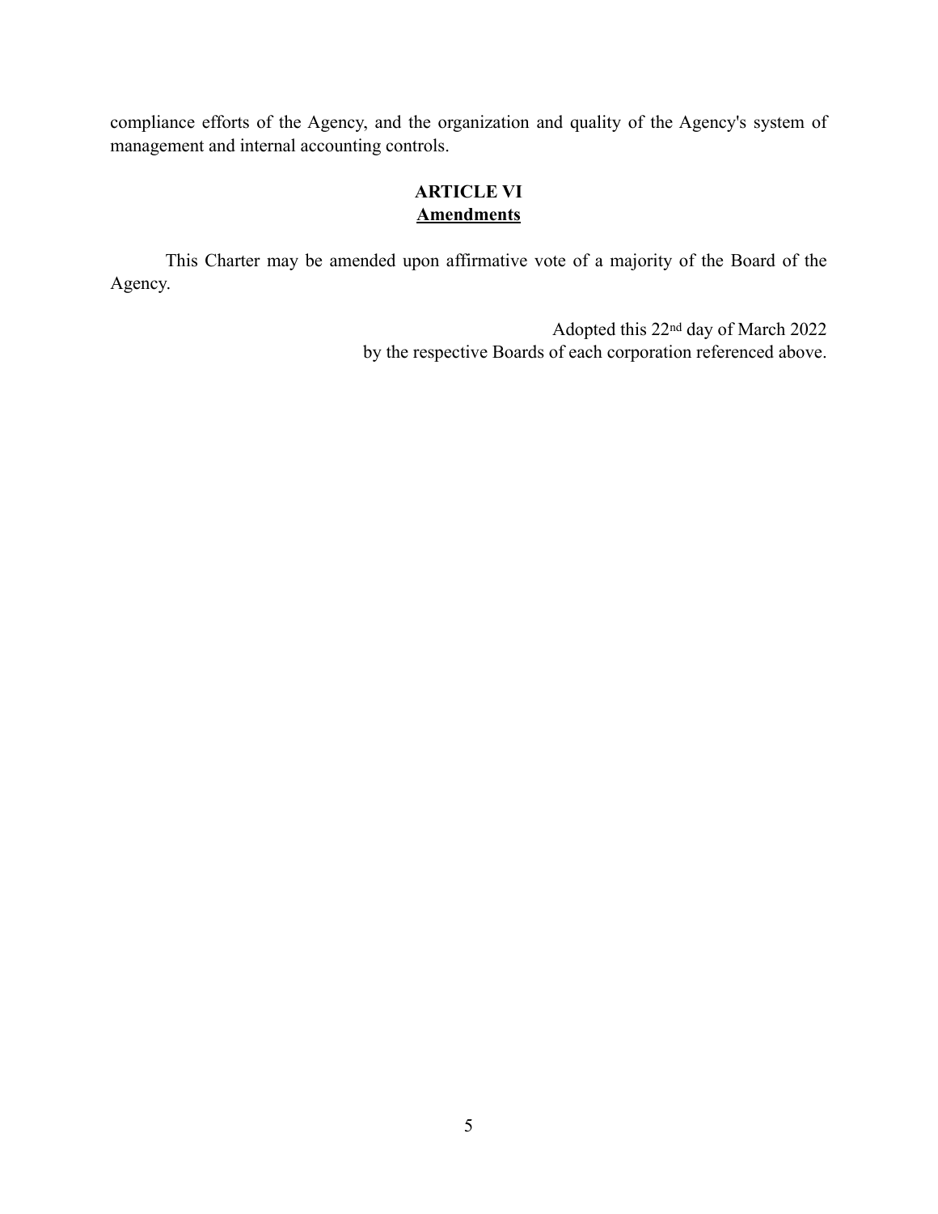compliance efforts of the Agency, and the organization and quality of the Agency's system of management and internal accounting controls.

## ARTICLE VI
## Amendments

This Charter may be amended upon affirmative vote of a majority of the Board of the Agency.

Adopted this 22nd day of March 2022
by the respective Boards of each corporation referenced above.